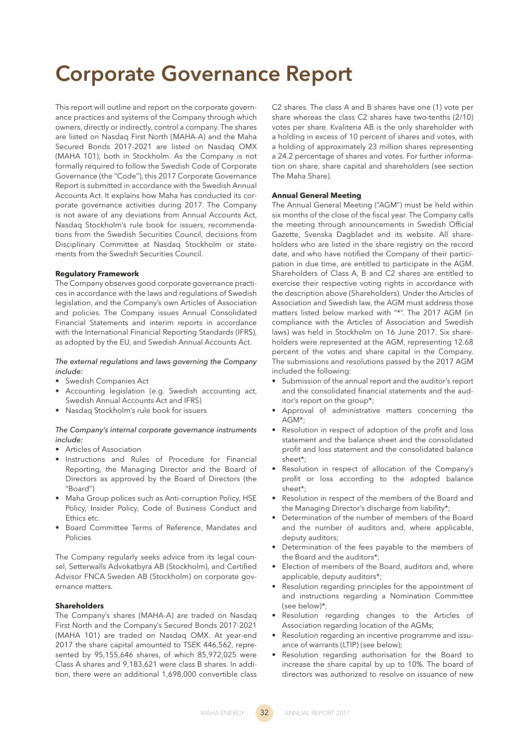# Corporate Governance Report

This report will outline and report on the corporate governance practices and systems of the Company through which owners, directly or indirectly, control a company. The shares are listed on Nasdaq First North (MAHA-A) and the Maha Secured Bonds 2017-2021 are listed on Nasdaq OMX (MAHA 101), both in Stockholm. As the Company is not formally required to follow the Swedish Code of Corporate Governance (the "Code"), this 2017 Corporate Governance Report is submitted in accordance with the Swedish Annual Accounts Act. It explains how Maha has conducted its corporate governance activities during 2017. The Company is not aware of any deviations from Annual Accounts Act, Nasdaq Stockholm's rule book for issuers, recommendations from the Swedish Securities Council, decisions from Disciplinary Committee at Nasdaq Stockholm or statements from the Swedish Securities Council.

**Regulatory Framework**

The Company observes good corporate governance practices in accordance with the laws and regulations of Swedish legislation, and the Company's own Articles of Association and policies. The Company issues Annual Consolidated Financial Statements and interim reports in accordance with the International Financial Reporting Standards (IFRS), as adopted by the EU, and Swedish Annual Accounts Act.

*The external regulations and laws governing the Company include:*

- Swedish Companies Act
- Accounting legislation (e.g. Swedish accounting act, Swedish Annual Accounts Act and IFRS)
- Nasdaq Stockholm's rule book for issuers

*The Company's internal corporate governance instruments include:*

- Articles of Association
- Instructions and Rules of Procedure for Financial Reporting, the Managing Director and the Board of Directors as approved by the Board of Directors (the "Board")
- Maha Group polices such as Anti-corruption Policy, HSE Policy, Insider Policy, Code of Business Conduct and Ethics etc.
- Board Committee Terms of Reference, Mandates and Policies

The Company regularly seeks advice from its legal counsel, Setterwalls Advokatbyra AB (Stockholm), and Certified Advisor FNCA Sweden AB (Stockholm) on corporate governance matters.

**Shareholders**

The Company's shares (MAHA-A) are traded on Nasdaq First North and the Company's Secured Bonds 2017-2021 (MAHA 101) are traded on Nasdaq OMX. At year-end 2017 the share capital amounted to TSEK 446,562, represented by 95,155,646 shares, of which 85,972,025 were Class A shares and 9,183,621 were class B shares. In addition, there were an additional 1,698,000 convertible class C2 shares. The class A and B shares have one (1) vote per share whereas the class C2 shares have two-tenths (2/10) votes per share. Kvalitena AB is the only shareholder with a holding in excess of 10 percent of shares and votes, with a holding of approximately 23 million shares representing a 24.2 percentage of shares and votes. For further information on share, share capital and shareholders (see section The Maha Share).

**Annual General Meeting**

The Annual General Meeting ("AGM") must be held within six months of the close of the fiscal year. The Company calls the meeting through announcements in Swedish Official Gazette, Svenska Dagbladet and its website. All shareholders who are listed in the share registry on the record date, and who have notified the Company of their participation in due time, are entitled to participate in the AGM. Shareholders of Class A, B and C2 shares are entitled to exercise their respective voting rights in accordance with the description above (Shareholders). Under the Articles of Association and Swedish law, the AGM must address those matters listed below marked with "*". The 2017 AGM (in compliance with the Articles of Association and Swedish laws) was held in Stockholm on 16 June 2017. Six shareholders were represented at the AGM, representing 12.68 percent of the votes and share capital in the Company. The submissions and resolutions passed by the 2017 AGM included the following:

- Submission of the annual report and the auditor's report and the consolidated financial statements and the auditor's report on the group*;
- Approval of administrative matters concerning the AGM*;
- Resolution in respect of adoption of the profit and loss statement and the balance sheet and the consolidated profit and loss statement and the consolidated balance sheet*;
- Resolution in respect of allocation of the Company's profit or loss according to the adopted balance sheet*;
- Resolution in respect of the members of the Board and the Managing Director's discharge from liability*;
- Determination of the number of members of the Board and the number of auditors and, where applicable, deputy auditors;
- Determination of the fees payable to the members of the Board and the auditors*;
- Election of members of the Board, auditors and, where applicable, deputy auditors*;
- Resolution regarding principles for the appointment of and instructions regarding a Nomination Committee (see below)*;
- Resolution regarding changes to the Articles of Association regarding location of the AGMs;
- Resolution regarding an incentive programme and issuance of warrants (LTIP) (see below);
- Resolution regarding authorisation for the Board to increase the share capital by up to 10%. The board of directors was authorized to resolve on issuance of new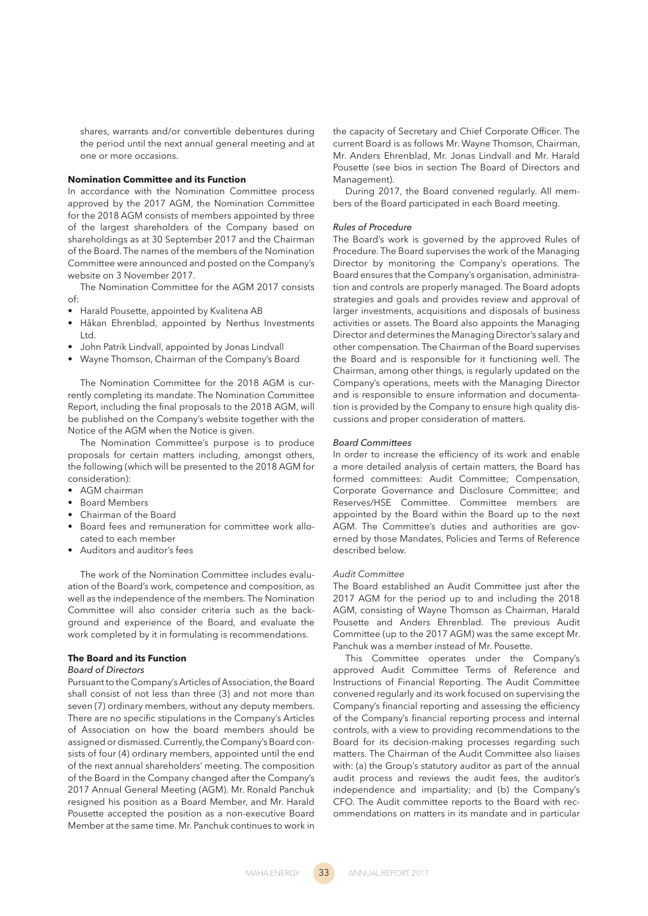shares, warrants and/or convertible debentures during the period until the next annual general meeting and at one or more occasions.

### Nomination Committee and its Function

In accordance with the Nomination Committee process approved by the 2017 AGM, the Nomination Committee for the 2018 AGM consists of members appointed by three of the largest shareholders of the Company based on shareholdings as at 30 September 2017 and the Chairman of the Board. The names of the members of the Nomination Committee were announced and posted on the Company's website on 3 November 2017.

The Nomination Committee for the AGM 2017 consists of:

- Harald Pousette, appointed by Kvalitena AB
- Håkan Ehrenblad, appointed by Nerthus Investments Ltd.
- John Patrik Lindvall, appointed by Jonas Lindvall
- Wayne Thomson, Chairman of the Company's Board

The Nomination Committee for the 2018 AGM is currently completing its mandate. The Nomination Committee Report, including the final proposals to the 2018 AGM, will be published on the Company's website together with the Notice of the AGM when the Notice is given.

The Nomination Committee's purpose is to produce proposals for certain matters including, amongst others, the following (which will be presented to the 2018 AGM for consideration):

- AGM chairman
- Board Members
- Chairman of the Board
- Board fees and remuneration for committee work allocated to each member
- Auditors and auditor's fees

The work of the Nomination Committee includes evaluation of the Board's work, competence and composition, as well as the independence of the members. The Nomination Committee will also consider criteria such as the background and experience of the Board, and evaluate the work completed by it in formulating is recommendations.

### The Board and its Function

*Board of Directors*

Pursuant to the Company's Articles of Association, the Board shall consist of not less than three (3) and not more than seven (7) ordinary members, without any deputy members. There are no specific stipulations in the Company's Articles of Association on how the board members should be assigned or dismissed. Currently, the Company's Board consists of four (4) ordinary members, appointed until the end of the next annual shareholders' meeting. The composition of the Board in the Company changed after the Company's 2017 Annual General Meeting (AGM). Mr. Ronald Panchuk resigned his position as a Board Member, and Mr. Harald Pousette accepted the position as a non-executive Board Member at the same time. Mr. Panchuk continues to work in the capacity of Secretary and Chief Corporate Officer. The current Board is as follows Mr. Wayne Thomson, Chairman, Mr. Anders Ehrenblad, Mr. Jonas Lindvall and Mr. Harald Pousette (see bios in section The Board of Directors and Management).

During 2017, the Board convened regularly. All members of the Board participated in each Board meeting.

*Rules of Procedure*

The Board's work is governed by the approved Rules of Procedure. The Board supervises the work of the Managing Director by monitoring the Company's operations. The Board ensures that the Company's organisation, administration and controls are properly managed. The Board adopts strategies and goals and provides review and approval of larger investments, acquisitions and disposals of business activities or assets. The Board also appoints the Managing Director and determines the Managing Director's salary and other compensation. The Chairman of the Board supervises the Board and is responsible for it functioning well. The Chairman, among other things, is regularly updated on the Company's operations, meets with the Managing Director and is responsible to ensure information and documentation is provided by the Company to ensure high quality discussions and proper consideration of matters.

*Board Committees*

In order to increase the efficiency of its work and enable a more detailed analysis of certain matters, the Board has formed committees: Audit Committee; Compensation, Corporate Governance and Disclosure Committee; and Reserves/HSE Committee. Committee members are appointed by the Board within the Board up to the next AGM. The Committee's duties and authorities are governed by those Mandates, Policies and Terms of Reference described below.

*Audit Committee*

The Board established an Audit Committee just after the 2017 AGM for the period up to and including the 2018 AGM, consisting of Wayne Thomson as Chairman, Harald Pousette and Anders Ehrenblad. The previous Audit Committee (up to the 2017 AGM) was the same except Mr. Panchuk was a member instead of Mr. Pousette.

This Committee operates under the Company's approved Audit Committee Terms of Reference and Instructions of Financial Reporting. The Audit Committee convened regularly and its work focused on supervising the Company's financial reporting and assessing the efficiency of the Company's financial reporting process and internal controls, with a view to providing recommendations to the Board for its decision-making processes regarding such matters. The Chairman of the Audit Committee also liaises with: (a) the Group's statutory auditor as part of the annual audit process and reviews the audit fees, the auditor's independence and impartiality; and (b) the Company's CFO. The Audit committee reports to the Board with recommendations on matters in its mandate and in particular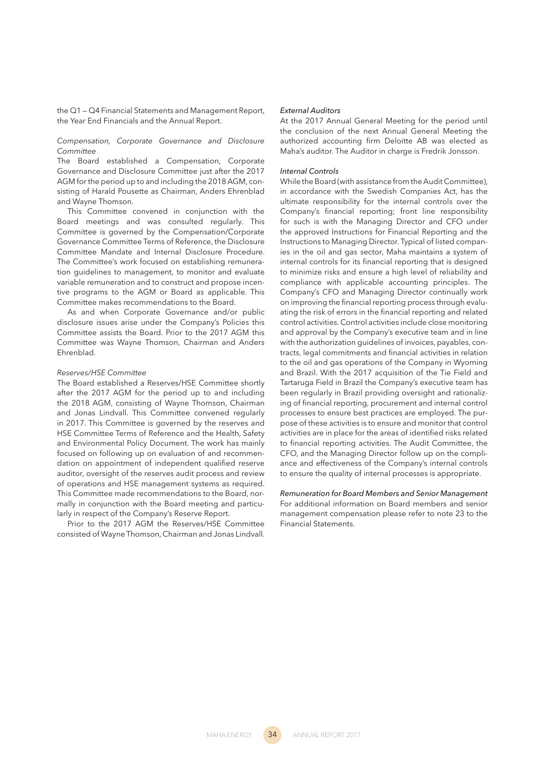the Q1 — Q4 Financial Statements and Management Report, the Year End Financials and the Annual Report.

*Compensation, Corporate Governance and Disclosure Committee*

The Board established a Compensation, Corporate Governance and Disclosure Committee just after the 2017 AGM for the period up to and including the 2018 AGM, consisting of Harald Pousette as Chairman, Anders Ehrenblad and Wayne Thomson.

This Committee convened in conjunction with the Board meetings and was consulted regularly. This Committee is governed by the Compensation/Corporate Governance Committee Terms of Reference, the Disclosure Committee Mandate and Internal Disclosure Procedure. The Committee's work focused on establishing remuneration guidelines to management, to monitor and evaluate variable remuneration and to construct and propose incentive programs to the AGM or Board as applicable. This Committee makes recommendations to the Board.

As and when Corporate Governance and/or public disclosure issues arise under the Company's Policies this Committee assists the Board. Prior to the 2017 AGM this Committee was Wayne Thomson, Chairman and Anders Ehrenblad.

*Reserves/HSE Committee*

The Board established a Reserves/HSE Committee shortly after the 2017 AGM for the period up to and including the 2018 AGM, consisting of Wayne Thomson, Chairman and Jonas Lindvall. This Committee convened regularly in 2017. This Committee is governed by the reserves and HSE Committee Terms of Reference and the Health, Safety and Environmental Policy Document. The work has mainly focused on following up on evaluation of and recommendation on appointment of independent qualified reserve auditor, oversight of the reserves audit process and review of operations and HSE management systems as required. This Committee made recommendations to the Board, normally in conjunction with the Board meeting and particularly in respect of the Company's Reserve Report.

Prior to the 2017 AGM the Reserves/HSE Committee consisted of Wayne Thomson, Chairman and Jonas Lindvall.

*External Auditors*

At the 2017 Annual General Meeting for the period until the conclusion of the next Annual General Meeting the authorized accounting firm Deloitte AB was elected as Maha's auditor. The Auditor in charge is Fredrik Jonsson.

*Internal Controls*

While the Board (with assistance from the Audit Committee), in accordance with the Swedish Companies Act, has the ultimate responsibility for the internal controls over the Company's financial reporting; front line responsibility for such is with the Managing Director and CFO under the approved Instructions for Financial Reporting and the Instructions to Managing Director. Typical of listed companies in the oil and gas sector, Maha maintains a system of internal controls for its financial reporting that is designed to minimize risks and ensure a high level of reliability and compliance with applicable accounting principles. The Company's CFO and Managing Director continually work on improving the financial reporting process through evaluating the risk of errors in the financial reporting and related control activities. Control activities include close monitoring and approval by the Company's executive team and in line with the authorization guidelines of invoices, payables, contracts, legal commitments and financial activities in relation to the oil and gas operations of the Company in Wyoming and Brazil. With the 2017 acquisition of the Tie Field and Tartaruga Field in Brazil the Company's executive team has been regularly in Brazil providing oversight and rationalizing of financial reporting, procurement and internal control processes to ensure best practices are employed. The purpose of these activities is to ensure and monitor that control activities are in place for the areas of identified risks related to financial reporting activities. The Audit Committee, the CFO, and the Managing Director follow up on the compliance and effectiveness of the Company's internal controls to ensure the quality of internal processes is appropriate.

*Remuneration for Board Members and Senior Management*

For additional information on Board members and senior management compensation please refer to note 23 to the Financial Statements.